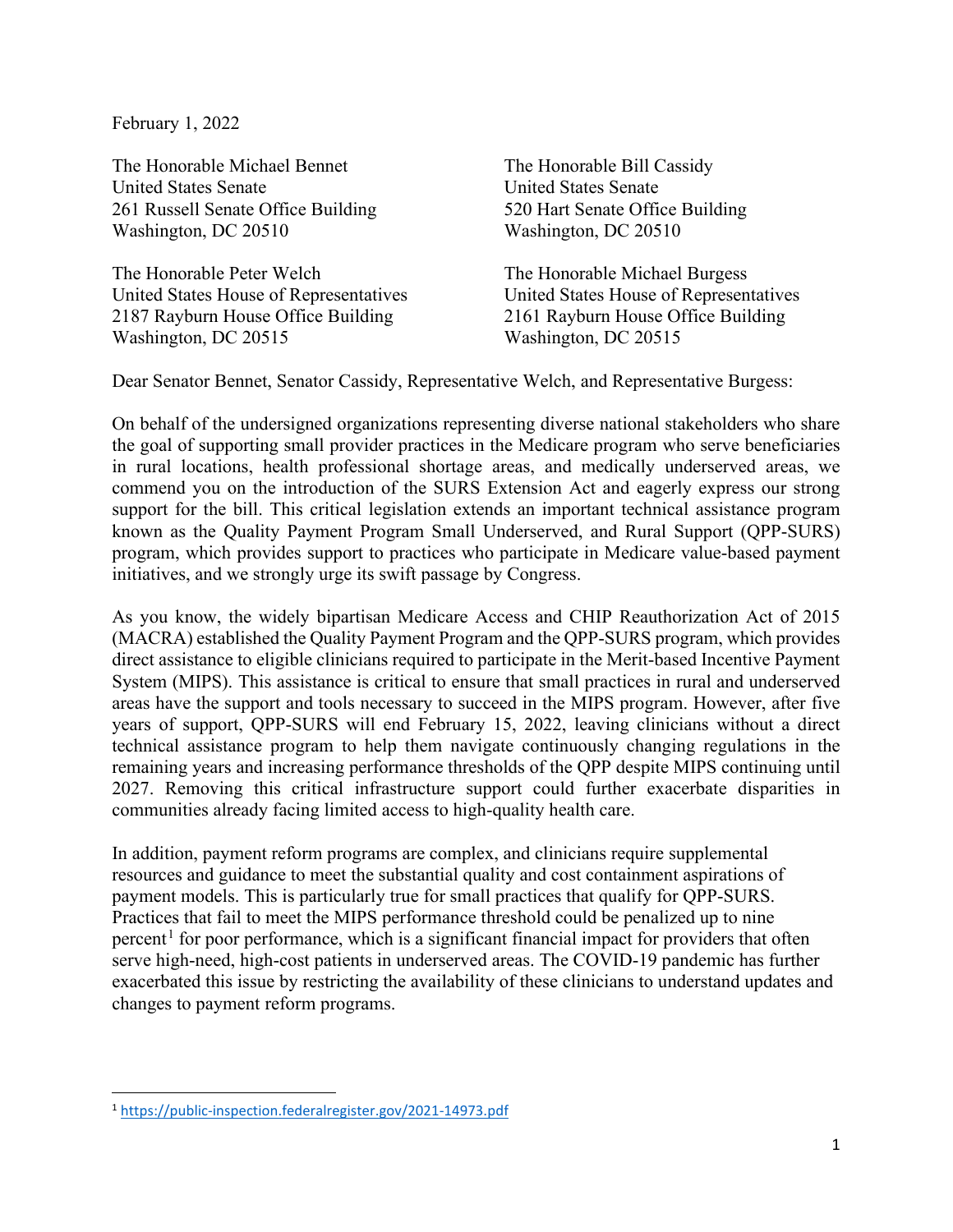February 1, 2022

The Honorable Michael Bennet
United States Senate
261 Russell Senate Office Building
Washington, DC 20510

The Honorable Bill Cassidy
United States Senate
520 Hart Senate Office Building
Washington, DC 20510

The Honorable Peter Welch
United States House of Representatives
2187 Rayburn House Office Building
Washington, DC 20515

The Honorable Michael Burgess
United States House of Representatives
2161 Rayburn House Office Building
Washington, DC 20515

Dear Senator Bennet, Senator Cassidy, Representative Welch, and Representative Burgess:

On behalf of the undersigned organizations representing diverse national stakeholders who share the goal of supporting small provider practices in the Medicare program who serve beneficiaries in rural locations, health professional shortage areas, and medically underserved areas, we commend you on the introduction of the SURS Extension Act and eagerly express our strong support for the bill. This critical legislation extends an important technical assistance program known as the Quality Payment Program Small Underserved, and Rural Support (QPP-SURS) program, which provides support to practices who participate in Medicare value-based payment initiatives, and we strongly urge its swift passage by Congress.

As you know, the widely bipartisan Medicare Access and CHIP Reauthorization Act of 2015 (MACRA) established the Quality Payment Program and the QPP-SURS program, which provides direct assistance to eligible clinicians required to participate in the Merit-based Incentive Payment System (MIPS). This assistance is critical to ensure that small practices in rural and underserved areas have the support and tools necessary to succeed in the MIPS program. However, after five years of support, QPP-SURS will end February 15, 2022, leaving clinicians without a direct technical assistance program to help them navigate continuously changing regulations in the remaining years and increasing performance thresholds of the QPP despite MIPS continuing until 2027. Removing this critical infrastructure support could further exacerbate disparities in communities already facing limited access to high-quality health care.

In addition, payment reform programs are complex, and clinicians require supplemental resources and guidance to meet the substantial quality and cost containment aspirations of payment models. This is particularly true for small practices that qualify for QPP-SURS. Practices that fail to meet the MIPS performance threshold could be penalized up to nine percent[1] for poor performance, which is a significant financial impact for providers that often serve high-need, high-cost patients in underserved areas. The COVID-19 pandemic has further exacerbated this issue by restricting the availability of these clinicians to understand updates and changes to payment reform programs.

[1] https://public-inspection.federalregister.gov/2021-14973.pdf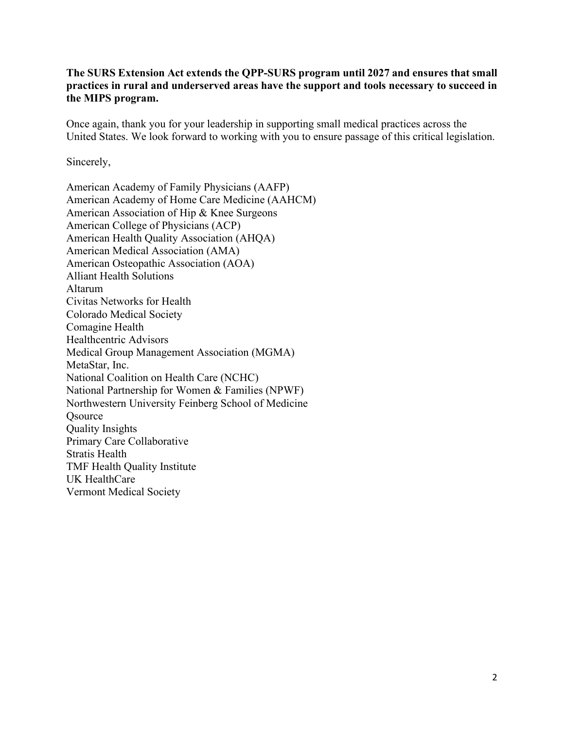**The SURS Extension Act extends the QPP-SURS program until 2027 and ensures that small practices in rural and underserved areas have the support and tools necessary to succeed in the MIPS program.**

Once again, thank you for your leadership in supporting small medical practices across the United States. We look forward to working with you to ensure passage of this critical legislation.

Sincerely,

American Academy of Family Physicians (AAFP)
American Academy of Home Care Medicine (AAHCM)
American Association of Hip & Knee Surgeons
American College of Physicians (ACP)
American Health Quality Association (AHQA)
American Medical Association (AMA)
American Osteopathic Association (AOA)
Alliant Health Solutions
Altarum
Civitas Networks for Health
Colorado Medical Society
Comagine Health
Healthcentric Advisors
Medical Group Management Association (MGMA)
MetaStar, Inc.
National Coalition on Health Care (NCHC)
National Partnership for Women & Families (NPWF)
Northwestern University Feinberg School of Medicine
Qsource
Quality Insights
Primary Care Collaborative
Stratis Health
TMF Health Quality Institute
UK HealthCare
Vermont Medical Society